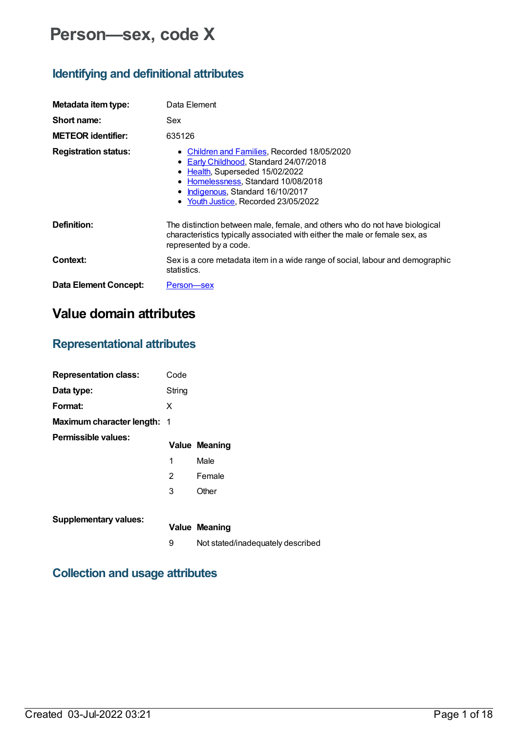# Person—sex, code X

## Identifying and definitional attributes

| | |
|---|---|
| **Metadata item type:** | Data Element |
| **Short name:** | Sex |
| **METEOR identifier:** | 635126 |
| **Registration status:** | • Children and Families, Recorded 18/05/2020<br>• Early Childhood, Standard 24/07/2018<br>• Health, Superseded 15/02/2022<br>• Homelessness, Standard 10/08/2018<br>• Indigenous, Standard 16/10/2017<br>• Youth Justice, Recorded 23/05/2022 |
| **Definition:** | The distinction between male, female, and others who do not have biological characteristics typically associated with either the male or female sex, as represented by a code. |
| **Context:** | Sex is a core metadata item in a wide range of social, labour and demographic statistics. |
| **Data Element Concept:** | Person—sex |

# Value domain attributes

## Representational attributes

| | |
|---|---|
| **Representation class:** | Code |
| **Data type:** | String |
| **Format:** | X |
| **Maximum character length:** | 1 |

**Permissible values:**

| Value | Meaning |
|---|---|
| 1 | Male |
| 2 | Female |
| 3 | Other |

**Supplementary values:**

| Value | Meaning |
|---|---|
| 9 | Not stated/inadequately described |

## Collection and usage attributes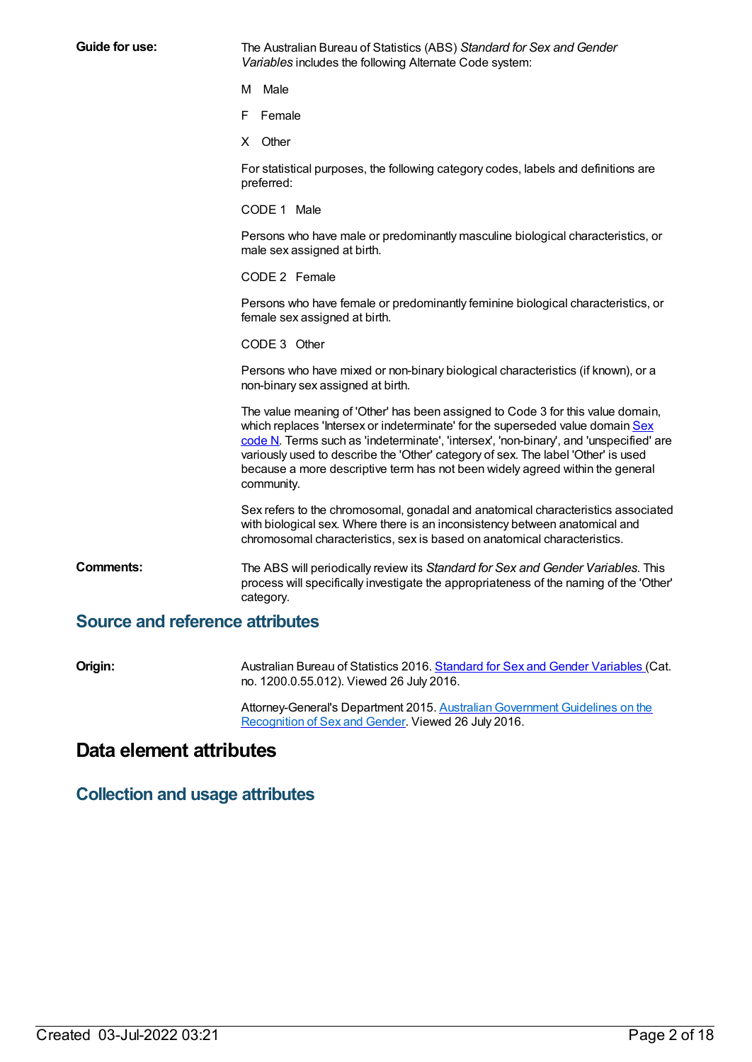**Guide for use:**

The Australian Bureau of Statistics (ABS) *Standard for Sex and Gender Variables* includes the following Alternate Code system:

M Male

F Female

X Other

For statistical purposes, the following category codes, labels and definitions are preferred:

CODE 1 Male

Persons who have male or predominantly masculine biological characteristics, or male sex assigned at birth.

CODE 2 Female

Persons who have female or predominantly feminine biological characteristics, or female sex assigned at birth.

CODE 3 Other

Persons who have mixed or non-binary biological characteristics (if known), or a non-binary sex assigned at birth.

The value meaning of 'Other' has been assigned to Code 3 for this value domain, which replaces 'Intersex or indeterminate' for the superseded value domain Sex code N. Terms such as 'indeterminate', 'intersex', 'non-binary', and 'unspecified' are variously used to describe the 'Other' category of sex. The label 'Other' is used because a more descriptive term has not been widely agreed within the general community.

Sex refers to the chromosomal, gonadal and anatomical characteristics associated with biological sex. Where there is an inconsistency between anatomical and chromosomal characteristics, sex is based on anatomical characteristics.

**Comments:**

The ABS will periodically review its *Standard for Sex and Gender Variables*. This process will specifically investigate the appropriateness of the naming of the 'Other' category.

## Source and reference attributes

**Origin:**

Australian Bureau of Statistics 2016. Standard for Sex and Gender Variables (Cat. no. 1200.0.55.012). Viewed 26 July 2016.

Attorney-General's Department 2015. Australian Government Guidelines on the Recognition of Sex and Gender. Viewed 26 July 2016.

# Data element attributes

## Collection and usage attributes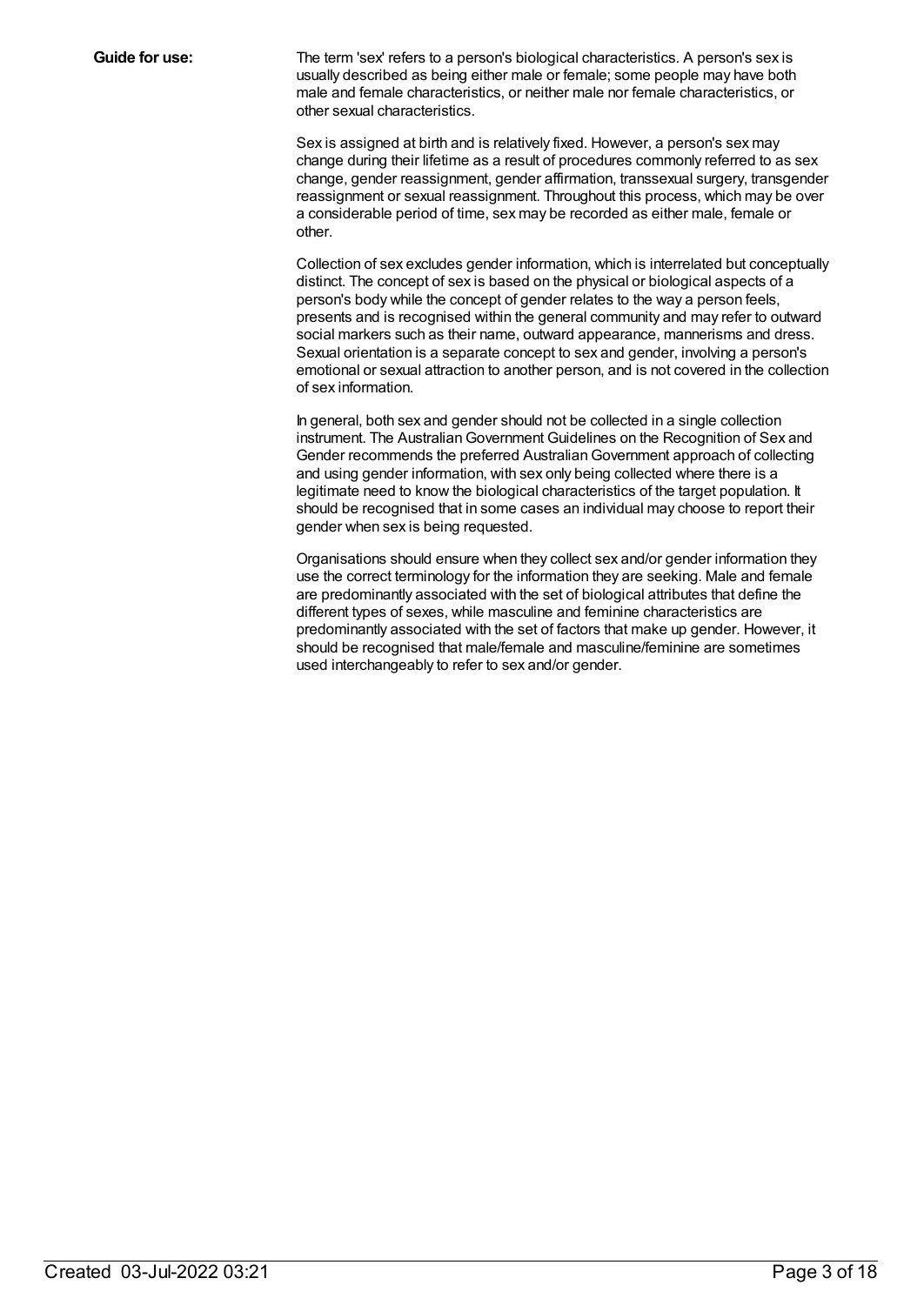**Guide for use:**

The term 'sex' refers to a person's biological characteristics. A person's sex is usually described as being either male or female; some people may have both male and female characteristics, or neither male nor female characteristics, or other sexual characteristics.

Sex is assigned at birth and is relatively fixed. However, a person's sex may change during their lifetime as a result of procedures commonly referred to as sex change, gender reassignment, gender affirmation, transsexual surgery, transgender reassignment or sexual reassignment. Throughout this process, which may be over a considerable period of time, sex may be recorded as either male, female or other.

Collection of sex excludes gender information, which is interrelated but conceptually distinct. The concept of sex is based on the physical or biological aspects of a person's body while the concept of gender relates to the way a person feels, presents and is recognised within the general community and may refer to outward social markers such as their name, outward appearance, mannerisms and dress. Sexual orientation is a separate concept to sex and gender, involving a person's emotional or sexual attraction to another person, and is not covered in the collection of sex information.

In general, both sex and gender should not be collected in a single collection instrument. The Australian Government Guidelines on the Recognition of Sex and Gender recommends the preferred Australian Government approach of collecting and using gender information, with sex only being collected where there is a legitimate need to know the biological characteristics of the target population. It should be recognised that in some cases an individual may choose to report their gender when sex is being requested.

Organisations should ensure when they collect sex and/or gender information they use the correct terminology for the information they are seeking. Male and female are predominantly associated with the set of biological attributes that define the different types of sexes, while masculine and feminine characteristics are predominantly associated with the set of factors that make up gender. However, it should be recognised that male/female and masculine/feminine are sometimes used interchangeably to refer to sex and/or gender.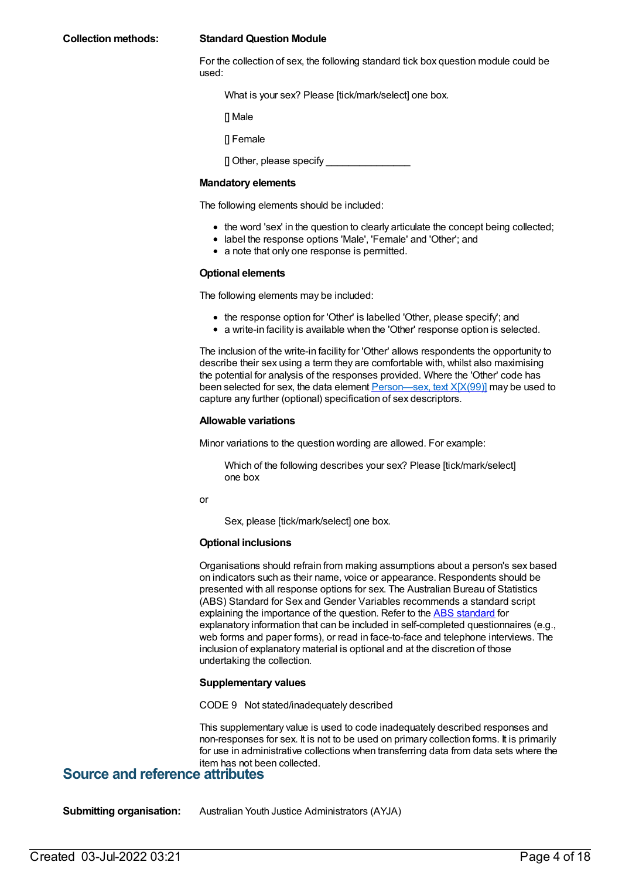**Collection methods:**

**Standard Question Module**

For the collection of sex, the following standard tick box question module could be used:

> What is your sex? Please [tick/mark/select] one box.
>
> [] Male
>
> [] Female
>
> [] Other, please specify _______________

**Mandatory elements**

The following elements should be included:

- the word 'sex' in the question to clearly articulate the concept being collected;
- label the response options 'Male', 'Female' and 'Other'; and
- a note that only one response is permitted.

**Optional elements**

The following elements may be included:

- the response option for 'Other' is labelled 'Other, please specify'; and
- a write-in facility is available when the 'Other' response option is selected.

The inclusion of the write-in facility for 'Other' allows respondents the opportunity to describe their sex using a term they are comfortable with, whilst also maximising the potential for analysis of the responses provided. Where the 'Other' code has been selected for sex, the data element Person—sex, text X[X(99)] may be used to capture any further (optional) specification of sex descriptors.

**Allowable variations**

Minor variations to the question wording are allowed. For example:

> Which of the following describes your sex? Please [tick/mark/select] one box

or

> Sex, please [tick/mark/select] one box.

**Optional inclusions**

Organisations should refrain from making assumptions about a person's sex based on indicators such as their name, voice or appearance. Respondents should be presented with all response options for sex. The Australian Bureau of Statistics (ABS) Standard for Sex and Gender Variables recommends a standard script explaining the importance of the question. Refer to the ABS standard for explanatory information that can be included in self-completed questionnaires (e.g., web forms and paper forms), or read in face-to-face and telephone interviews. The inclusion of explanatory material is optional and at the discretion of those undertaking the collection.

**Supplementary values**

CODE 9   Not stated/inadequately described

This supplementary value is used to code inadequately described responses and non-responses for sex. It is not to be used on primary collection forms. It is primarily for use in administrative collections when transferring data from data sets where the item has not been collected.

## Source and reference attributes

**Submitting organisation:** Australian Youth Justice Administrators (AYJA)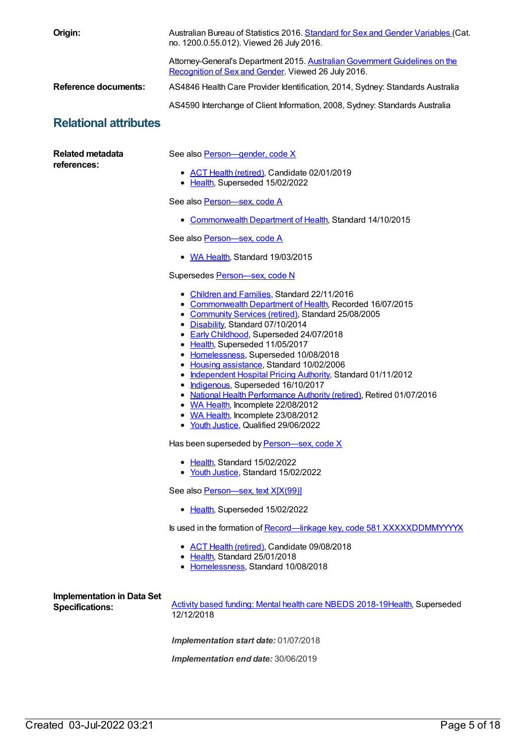**Origin:** Australian Bureau of Statistics 2016. Standard for Sex and Gender Variables (Cat. no. 1200.0.55.012). Viewed 26 July 2016.

Attorney-General's Department 2015. Australian Government Guidelines on the Recognition of Sex and Gender. Viewed 26 July 2016.

**Reference documents:** AS4846 Health Care Provider Identification, 2014, Sydney: Standards Australia

AS4590 Interchange of Client Information, 2008, Sydney: Standards Australia

## Relational attributes

**Related metadata references:**

See also Person—gender, code X

- ACT Health (retired), Candidate 02/01/2019
- Health, Superseded 15/02/2022

See also Person—sex, code A

- Commonwealth Department of Health, Standard 14/10/2015

See also Person—sex, code A

- WA Health, Standard 19/03/2015

Supersedes Person—sex, code N

- Children and Families, Standard 22/11/2016
- Commonwealth Department of Health, Recorded 16/07/2015
- Community Services (retired), Standard 25/08/2005
- Disability, Standard 07/10/2014
- Early Childhood, Superseded 24/07/2018
- Health, Superseded 11/05/2017
- Homelessness, Superseded 10/08/2018
- Housing assistance, Standard 10/02/2006
- Independent Hospital Pricing Authority, Standard 01/11/2012
- Indigenous, Superseded 16/10/2017
- National Health Performance Authority (retired), Retired 01/07/2016
- WA Health, Incomplete 22/08/2012
- WA Health, Incomplete 23/08/2012
- Youth Justice, Qualified 29/06/2022

Has been superseded by Person—sex, code X

- Health, Standard 15/02/2022
- Youth Justice, Standard 15/02/2022

See also Person—sex, text X[X(99)]

- Health, Superseded 15/02/2022

Is used in the formation of Record—linkage key, code 581 XXXXXDDMMYYYYX

- ACT Health (retired), Candidate 09/08/2018
- Health, Standard 25/01/2018
- Homelessness, Standard 10/08/2018

**Implementation in Data Set Specifications:**

Activity based funding: Mental health care NBEDS 2018-19Health, Superseded 12/12/2018

***Implementation start date:*** 01/07/2018

***Implementation end date:*** 30/06/2019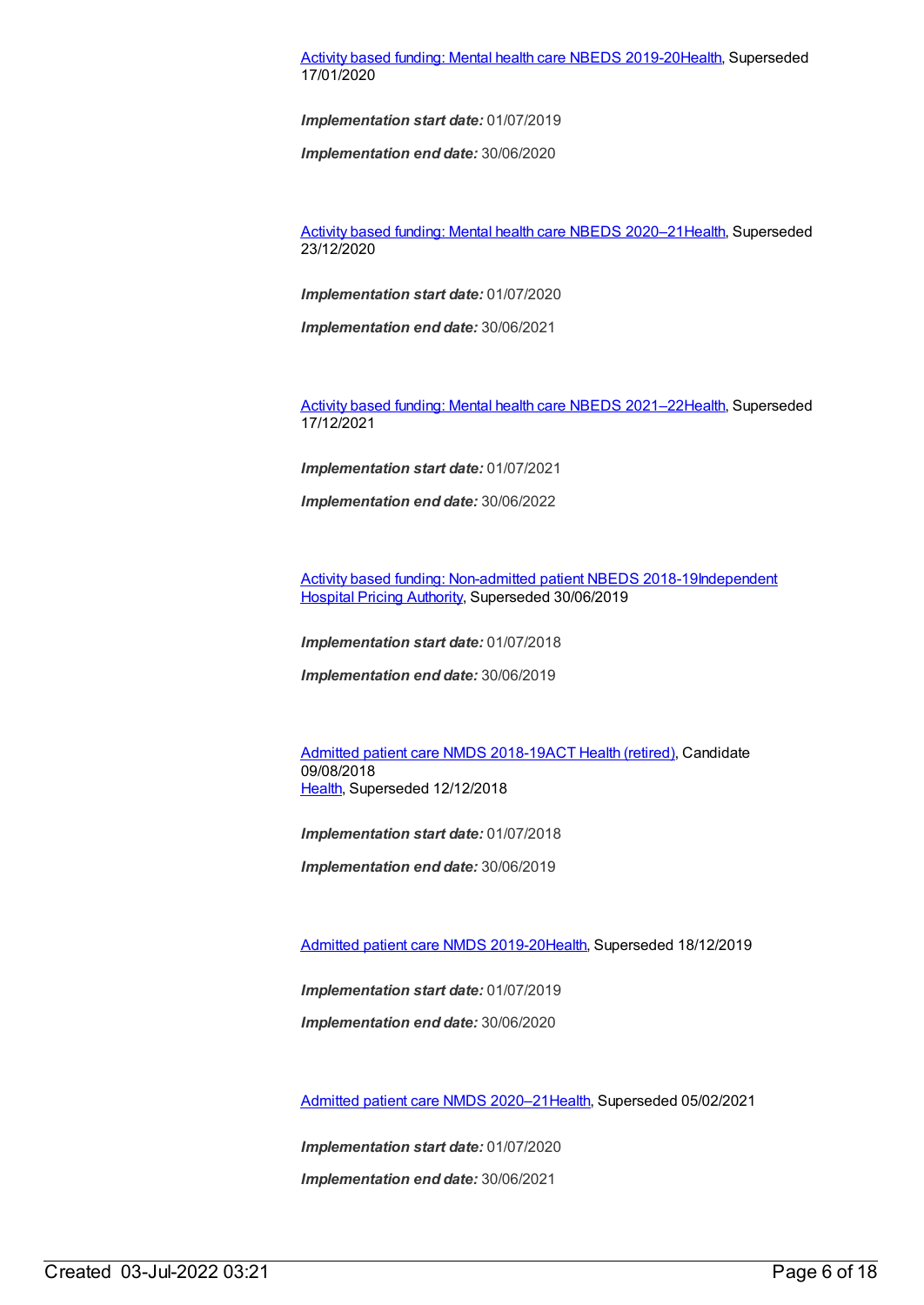Activity based funding: Mental health care NBEDS 2019-20Health, Superseded 17/01/2020

***Implementation start date:*** 01/07/2019

***Implementation end date:*** 30/06/2020

Activity based funding: Mental health care NBEDS 2020–21Health, Superseded 23/12/2020

***Implementation start date:*** 01/07/2020

***Implementation end date:*** 30/06/2021

Activity based funding: Mental health care NBEDS 2021–22Health, Superseded 17/12/2021

***Implementation start date:*** 01/07/2021

***Implementation end date:*** 30/06/2022

Activity based funding: Non-admitted patient NBEDS 2018-19Independent Hospital Pricing Authority, Superseded 30/06/2019

***Implementation start date:*** 01/07/2018

***Implementation end date:*** 30/06/2019

Admitted patient care NMDS 2018-19ACT Health (retired), Candidate 09/08/2018
Health, Superseded 12/12/2018

***Implementation start date:*** 01/07/2018

***Implementation end date:*** 30/06/2019

Admitted patient care NMDS 2019-20Health, Superseded 18/12/2019

***Implementation start date:*** 01/07/2019

***Implementation end date:*** 30/06/2020

Admitted patient care NMDS 2020–21Health, Superseded 05/02/2021

***Implementation start date:*** 01/07/2020

***Implementation end date:*** 30/06/2021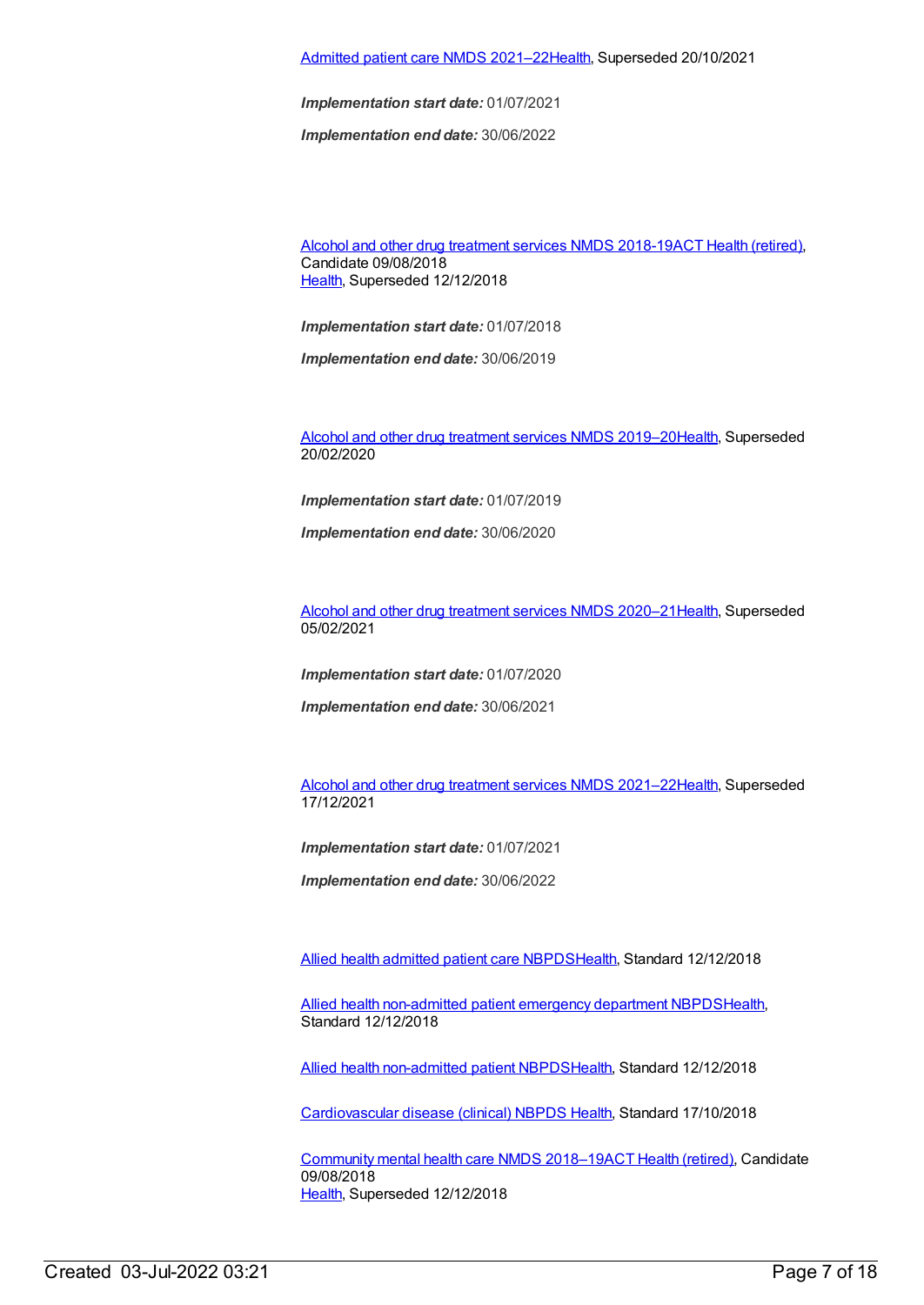Admitted patient care NMDS 2021–22Health, Superseded 20/10/2021

***Implementation start date:*** 01/07/2021

***Implementation end date:*** 30/06/2022

Alcohol and other drug treatment services NMDS 2018-19ACT Health (retired), Candidate 09/08/2018
Health, Superseded 12/12/2018

***Implementation start date:*** 01/07/2018

***Implementation end date:*** 30/06/2019

Alcohol and other drug treatment services NMDS 2019–20Health, Superseded 20/02/2020

***Implementation start date:*** 01/07/2019

***Implementation end date:*** 30/06/2020

Alcohol and other drug treatment services NMDS 2020–21Health, Superseded 05/02/2021

***Implementation start date:*** 01/07/2020

***Implementation end date:*** 30/06/2021

Alcohol and other drug treatment services NMDS 2021–22Health, Superseded 17/12/2021

***Implementation start date:*** 01/07/2021

***Implementation end date:*** 30/06/2022

Allied health admitted patient care NBPDSHealth, Standard 12/12/2018

Allied health non-admitted patient emergency department NBPDSHealth, Standard 12/12/2018

Allied health non-admitted patient NBPDSHealth, Standard 12/12/2018

Cardiovascular disease (clinical) NBPDS Health, Standard 17/10/2018

Community mental health care NMDS 2018–19ACT Health (retired), Candidate 09/08/2018
Health, Superseded 12/12/2018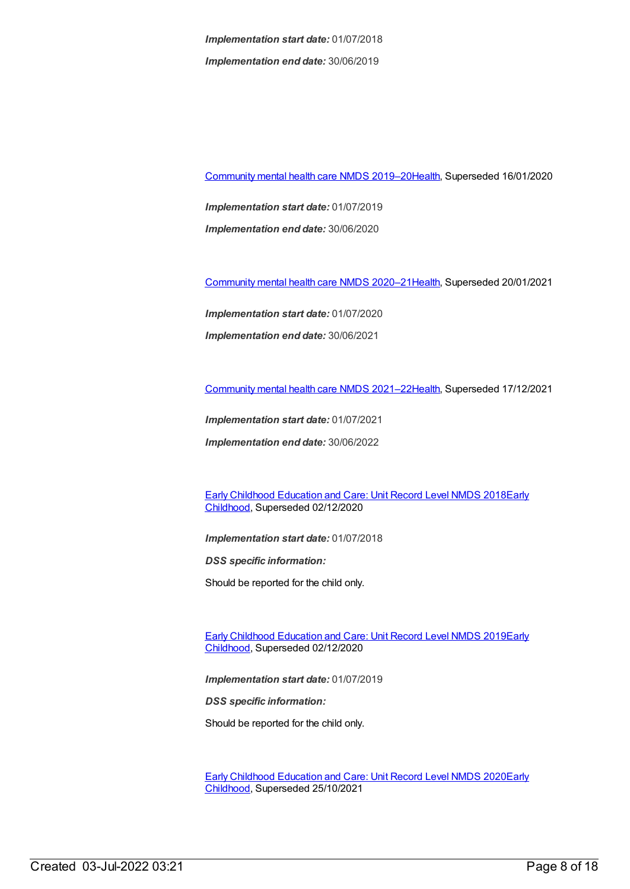***Implementation start date:*** 01/07/2018

***Implementation end date:*** 30/06/2019

Community mental health care NMDS 2019–20Health, Superseded 16/01/2020

***Implementation start date:*** 01/07/2019

***Implementation end date:*** 30/06/2020

Community mental health care NMDS 2020–21Health, Superseded 20/01/2021

***Implementation start date:*** 01/07/2020

***Implementation end date:*** 30/06/2021

Community mental health care NMDS 2021–22Health, Superseded 17/12/2021

***Implementation start date:*** 01/07/2021

***Implementation end date:*** 30/06/2022

Early Childhood Education and Care: Unit Record Level NMDS 2018Early Childhood, Superseded 02/12/2020

***Implementation start date:*** 01/07/2018

***DSS specific information:***

Should be reported for the child only.

Early Childhood Education and Care: Unit Record Level NMDS 2019Early Childhood, Superseded 02/12/2020

***Implementation start date:*** 01/07/2019

***DSS specific information:***

Should be reported for the child only.

Early Childhood Education and Care: Unit Record Level NMDS 2020Early Childhood, Superseded 25/10/2021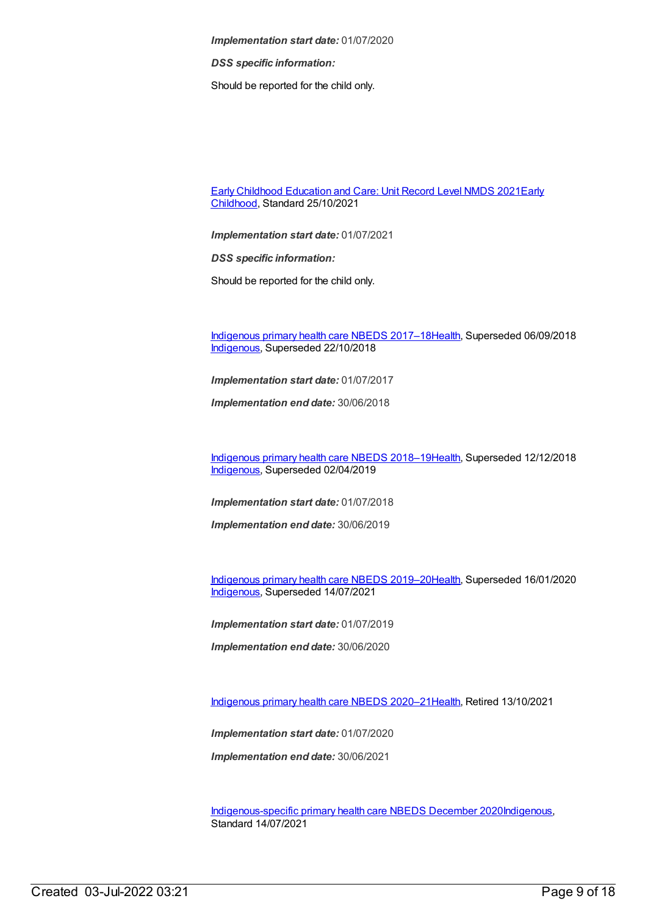***Implementation start date:*** 01/07/2020

***DSS specific information:***

Should be reported for the child only.

Early Childhood Education and Care: Unit Record Level NMDS 2021Early Childhood, Standard 25/10/2021

***Implementation start date:*** 01/07/2021

***DSS specific information:***

Should be reported for the child only.

Indigenous primary health care NBEDS 2017–18Health, Superseded 06/09/2018
Indigenous, Superseded 22/10/2018

***Implementation start date:*** 01/07/2017

***Implementation end date:*** 30/06/2018

Indigenous primary health care NBEDS 2018–19Health, Superseded 12/12/2018
Indigenous, Superseded 02/04/2019

***Implementation start date:*** 01/07/2018

***Implementation end date:*** 30/06/2019

Indigenous primary health care NBEDS 2019–20Health, Superseded 16/01/2020
Indigenous, Superseded 14/07/2021

***Implementation start date:*** 01/07/2019

***Implementation end date:*** 30/06/2020

Indigenous primary health care NBEDS 2020–21Health, Retired 13/10/2021

***Implementation start date:*** 01/07/2020

***Implementation end date:*** 30/06/2021

Indigenous-specific primary health care NBEDS December 2020Indigenous, Standard 14/07/2021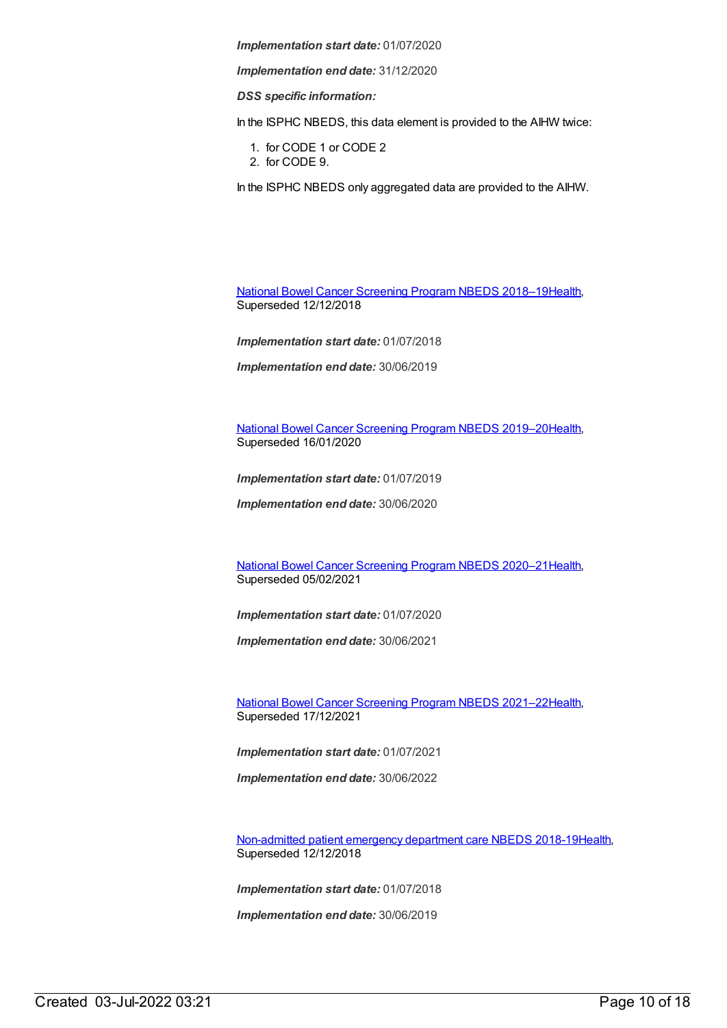***Implementation start date:*** 01/07/2020

***Implementation end date:*** 31/12/2020

***DSS specific information:***

In the ISPHC NBEDS, this data element is provided to the AIHW twice:

1. for CODE 1 or CODE 2
2. for CODE 9.

In the ISPHC NBEDS only aggregated data are provided to the AIHW.

National Bowel Cancer Screening Program NBEDS 2018–19Health, Superseded 12/12/2018

***Implementation start date:*** 01/07/2018

***Implementation end date:*** 30/06/2019

National Bowel Cancer Screening Program NBEDS 2019–20Health, Superseded 16/01/2020

***Implementation start date:*** 01/07/2019

***Implementation end date:*** 30/06/2020

National Bowel Cancer Screening Program NBEDS 2020–21Health, Superseded 05/02/2021

***Implementation start date:*** 01/07/2020

***Implementation end date:*** 30/06/2021

National Bowel Cancer Screening Program NBEDS 2021–22Health, Superseded 17/12/2021

***Implementation start date:*** 01/07/2021

***Implementation end date:*** 30/06/2022

Non-admitted patient emergency department care NBEDS 2018-19Health, Superseded 12/12/2018

***Implementation start date:*** 01/07/2018

***Implementation end date:*** 30/06/2019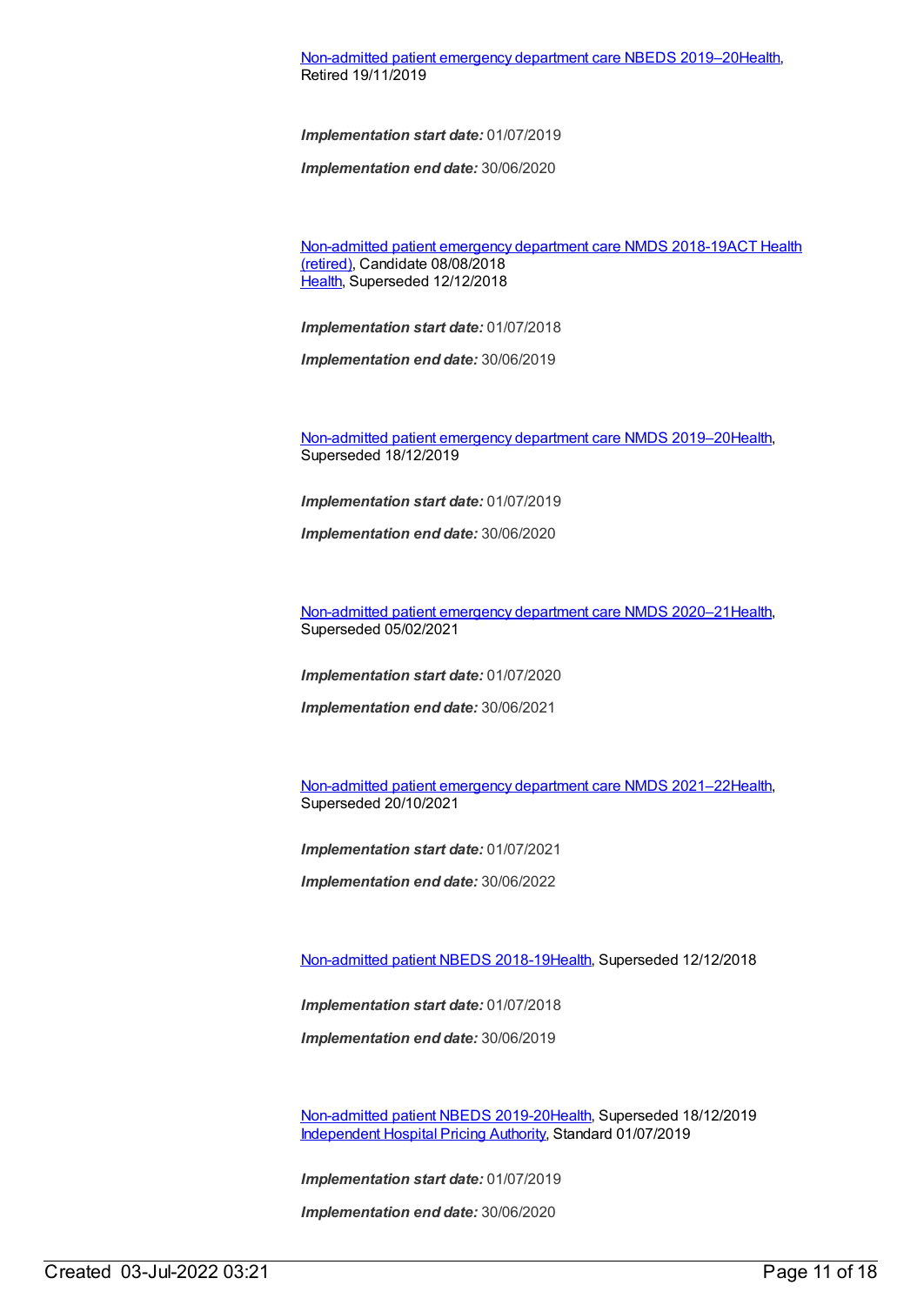Non-admitted patient emergency department care NBEDS 2019–20Health, Retired 19/11/2019

***Implementation start date:*** 01/07/2019

***Implementation end date:*** 30/06/2020

Non-admitted patient emergency department care NMDS 2018-19ACT Health (retired), Candidate 08/08/2018
Health, Superseded 12/12/2018

***Implementation start date:*** 01/07/2018

***Implementation end date:*** 30/06/2019

Non-admitted patient emergency department care NMDS 2019–20Health, Superseded 18/12/2019

***Implementation start date:*** 01/07/2019

***Implementation end date:*** 30/06/2020

Non-admitted patient emergency department care NMDS 2020–21Health, Superseded 05/02/2021

***Implementation start date:*** 01/07/2020

***Implementation end date:*** 30/06/2021

Non-admitted patient emergency department care NMDS 2021–22Health, Superseded 20/10/2021

***Implementation start date:*** 01/07/2021

***Implementation end date:*** 30/06/2022

Non-admitted patient NBEDS 2018-19Health, Superseded 12/12/2018

***Implementation start date:*** 01/07/2018

***Implementation end date:*** 30/06/2019

Non-admitted patient NBEDS 2019-20Health, Superseded 18/12/2019
Independent Hospital Pricing Authority, Standard 01/07/2019

***Implementation start date:*** 01/07/2019

***Implementation end date:*** 30/06/2020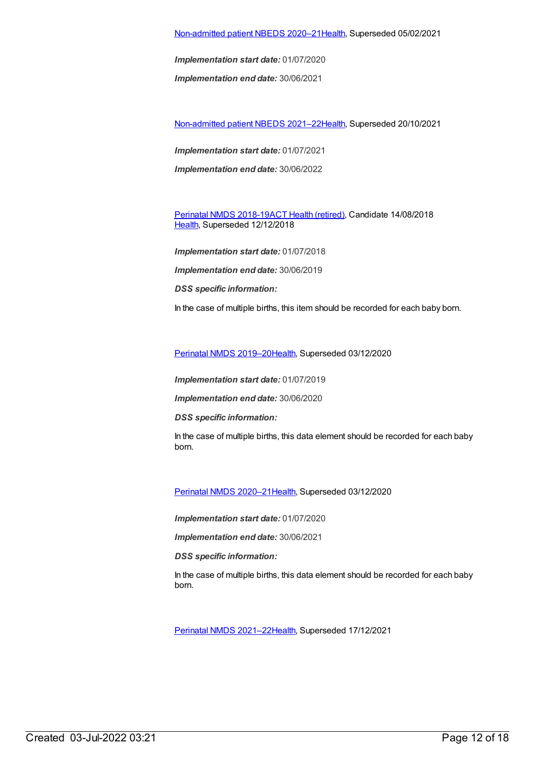Non-admitted patient NBEDS 2020–21Health, Superseded 05/02/2021

***Implementation start date:*** 01/07/2020

***Implementation end date:*** 30/06/2021

Non-admitted patient NBEDS 2021–22Health, Superseded 20/10/2021

***Implementation start date:*** 01/07/2021

***Implementation end date:*** 30/06/2022

Perinatal NMDS 2018-19ACT Health (retired), Candidate 14/08/2018
Health, Superseded 12/12/2018

***Implementation start date:*** 01/07/2018

***Implementation end date:*** 30/06/2019

***DSS specific information:***

In the case of multiple births, this item should be recorded for each baby born.

Perinatal NMDS 2019–20Health, Superseded 03/12/2020

***Implementation start date:*** 01/07/2019

***Implementation end date:*** 30/06/2020

***DSS specific information:***

In the case of multiple births, this data element should be recorded for each baby born.

Perinatal NMDS 2020–21Health, Superseded 03/12/2020

***Implementation start date:*** 01/07/2020

***Implementation end date:*** 30/06/2021

***DSS specific information:***

In the case of multiple births, this data element should be recorded for each baby born.

Perinatal NMDS 2021–22Health, Superseded 17/12/2021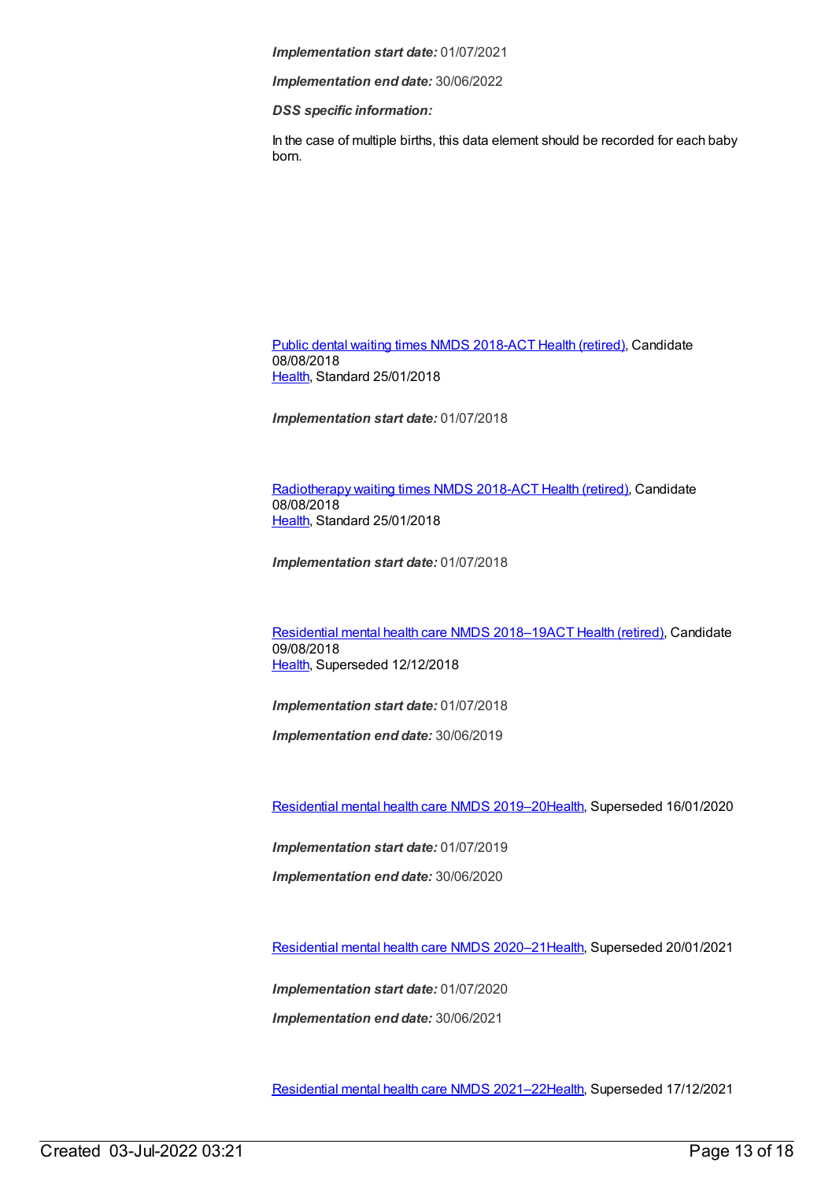***Implementation start date:*** 01/07/2021

***Implementation end date:*** 30/06/2022

***DSS specific information:***

In the case of multiple births, this data element should be recorded for each baby born.

Public dental waiting times NMDS 2018-ACT Health (retired), Candidate 08/08/2018
Health, Standard 25/01/2018

***Implementation start date:*** 01/07/2018

Radiotherapy waiting times NMDS 2018-ACT Health (retired), Candidate 08/08/2018
Health, Standard 25/01/2018

***Implementation start date:*** 01/07/2018

Residential mental health care NMDS 2018–19ACT Health (retired), Candidate 09/08/2018
Health, Superseded 12/12/2018

***Implementation start date:*** 01/07/2018

***Implementation end date:*** 30/06/2019

Residential mental health care NMDS 2019–20Health, Superseded 16/01/2020

***Implementation start date:*** 01/07/2019

***Implementation end date:*** 30/06/2020

Residential mental health care NMDS 2020–21Health, Superseded 20/01/2021

***Implementation start date:*** 01/07/2020

***Implementation end date:*** 30/06/2021

Residential mental health care NMDS 2021–22Health, Superseded 17/12/2021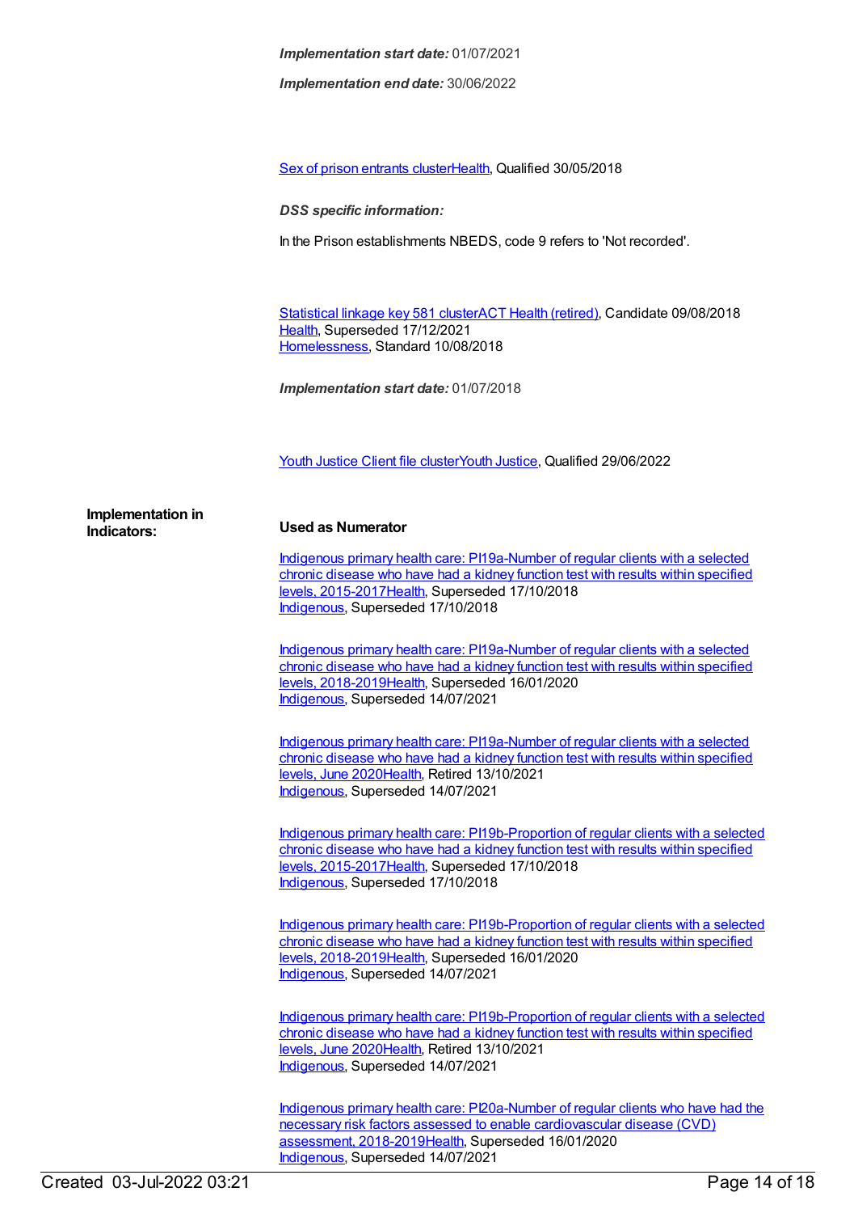*Implementation start date:* 01/07/2021

*Implementation end date:* 30/06/2022

Sex of prison entrants clusterHealth, Qualified 30/05/2018

*DSS specific information:*

In the Prison establishments NBEDS, code 9 refers to 'Not recorded'.

Statistical linkage key 581 clusterACT Health (retired), Candidate 09/08/2018
Health, Superseded 17/12/2021
Homelessness, Standard 10/08/2018

*Implementation start date:* 01/07/2018

Youth Justice Client file clusterYouth Justice, Qualified 29/06/2022

**Implementation in Indicators:**

**Used as Numerator**

Indigenous primary health care: PI19a-Number of regular clients with a selected chronic disease who have had a kidney function test with results within specified levels, 2015-2017Health, Superseded 17/10/2018
Indigenous, Superseded 17/10/2018

Indigenous primary health care: PI19a-Number of regular clients with a selected chronic disease who have had a kidney function test with results within specified levels, 2018-2019Health, Superseded 16/01/2020
Indigenous, Superseded 14/07/2021

Indigenous primary health care: PI19a-Number of regular clients with a selected chronic disease who have had a kidney function test with results within specified levels, June 2020Health, Retired 13/10/2021
Indigenous, Superseded 14/07/2021

Indigenous primary health care: PI19b-Proportion of regular clients with a selected chronic disease who have had a kidney function test with results within specified levels, 2015-2017Health, Superseded 17/10/2018
Indigenous, Superseded 17/10/2018

Indigenous primary health care: PI19b-Proportion of regular clients with a selected chronic disease who have had a kidney function test with results within specified levels, 2018-2019Health, Superseded 16/01/2020
Indigenous, Superseded 14/07/2021

Indigenous primary health care: PI19b-Proportion of regular clients with a selected chronic disease who have had a kidney function test with results within specified levels, June 2020Health, Retired 13/10/2021
Indigenous, Superseded 14/07/2021

Indigenous primary health care: PI20a-Number of regular clients who have had the necessary risk factors assessed to enable cardiovascular disease (CVD) assessment, 2018-2019Health, Superseded 16/01/2020
Indigenous, Superseded 14/07/2021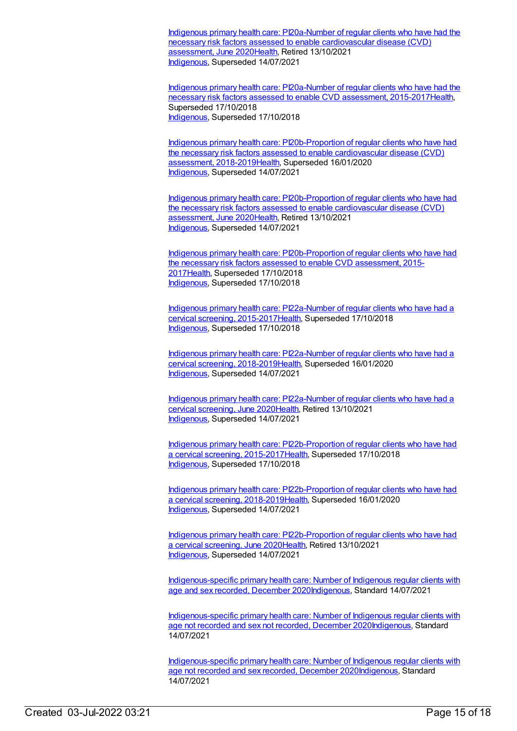Indigenous primary health care: PI20a-Number of regular clients who have had the necessary risk factors assessed to enable cardiovascular disease (CVD) assessment, June 2020Health, Retired 13/10/2021
Indigenous, Superseded 14/07/2021

Indigenous primary health care: PI20a-Number of regular clients who have had the necessary risk factors assessed to enable CVD assessment, 2015-2017Health, Superseded 17/10/2018
Indigenous, Superseded 17/10/2018

Indigenous primary health care: PI20b-Proportion of regular clients who have had the necessary risk factors assessed to enable cardiovascular disease (CVD) assessment, 2018-2019Health, Superseded 16/01/2020
Indigenous, Superseded 14/07/2021

Indigenous primary health care: PI20b-Proportion of regular clients who have had the necessary risk factors assessed to enable cardiovascular disease (CVD) assessment, June 2020Health, Retired 13/10/2021
Indigenous, Superseded 14/07/2021

Indigenous primary health care: PI20b-Proportion of regular clients who have had the necessary risk factors assessed to enable CVD assessment, 2015-2017Health, Superseded 17/10/2018
Indigenous, Superseded 17/10/2018

Indigenous primary health care: PI22a-Number of regular clients who have had a cervical screening, 2015-2017Health, Superseded 17/10/2018
Indigenous, Superseded 17/10/2018

Indigenous primary health care: PI22a-Number of regular clients who have had a cervical screening, 2018-2019Health, Superseded 16/01/2020
Indigenous, Superseded 14/07/2021

Indigenous primary health care: PI22a-Number of regular clients who have had a cervical screening, June 2020Health, Retired 13/10/2021
Indigenous, Superseded 14/07/2021

Indigenous primary health care: PI22b-Proportion of regular clients who have had a cervical screening, 2015-2017Health, Superseded 17/10/2018
Indigenous, Superseded 17/10/2018

Indigenous primary health care: PI22b-Proportion of regular clients who have had a cervical screening, 2018-2019Health, Superseded 16/01/2020
Indigenous, Superseded 14/07/2021

Indigenous primary health care: PI22b-Proportion of regular clients who have had a cervical screening, June 2020Health, Retired 13/10/2021
Indigenous, Superseded 14/07/2021

Indigenous-specific primary health care: Number of Indigenous regular clients with age and sex recorded, December 2020Indigenous, Standard 14/07/2021

Indigenous-specific primary health care: Number of Indigenous regular clients with age not recorded and sex not recorded, December 2020Indigenous, Standard 14/07/2021

Indigenous-specific primary health care: Number of Indigenous regular clients with age not recorded and sex recorded, December 2020Indigenous, Standard 14/07/2021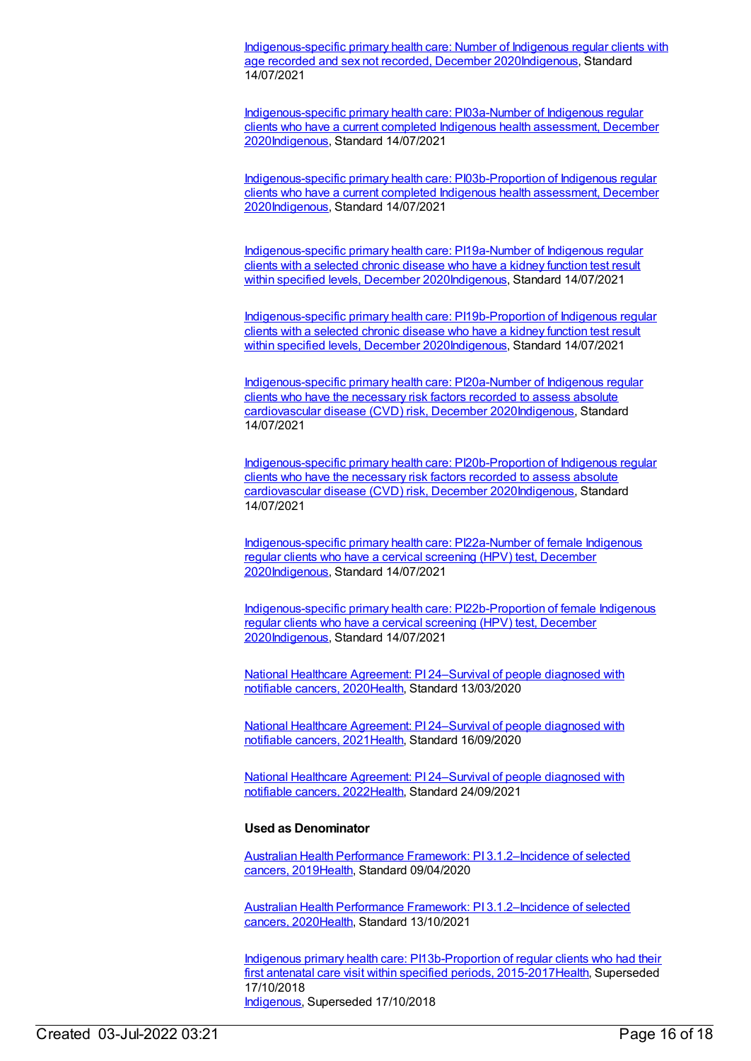Indigenous-specific primary health care: Number of Indigenous regular clients with age recorded and sex not recorded, December 2020Indigenous, Standard 14/07/2021

Indigenous-specific primary health care: PI03a-Number of Indigenous regular clients who have a current completed Indigenous health assessment, December 2020Indigenous, Standard 14/07/2021

Indigenous-specific primary health care: PI03b-Proportion of Indigenous regular clients who have a current completed Indigenous health assessment, December 2020Indigenous, Standard 14/07/2021

Indigenous-specific primary health care: PI19a-Number of Indigenous regular clients with a selected chronic disease who have a kidney function test result within specified levels, December 2020Indigenous, Standard 14/07/2021

Indigenous-specific primary health care: PI19b-Proportion of Indigenous regular clients with a selected chronic disease who have a kidney function test result within specified levels, December 2020Indigenous, Standard 14/07/2021

Indigenous-specific primary health care: PI20a-Number of Indigenous regular clients who have the necessary risk factors recorded to assess absolute cardiovascular disease (CVD) risk, December 2020Indigenous, Standard 14/07/2021

Indigenous-specific primary health care: PI20b-Proportion of Indigenous regular clients who have the necessary risk factors recorded to assess absolute cardiovascular disease (CVD) risk, December 2020Indigenous, Standard 14/07/2021

Indigenous-specific primary health care: PI22a-Number of female Indigenous regular clients who have a cervical screening (HPV) test, December 2020Indigenous, Standard 14/07/2021

Indigenous-specific primary health care: PI22b-Proportion of female Indigenous regular clients who have a cervical screening (HPV) test, December 2020Indigenous, Standard 14/07/2021

National Healthcare Agreement: PI 24–Survival of people diagnosed with notifiable cancers, 2020Health, Standard 13/03/2020

National Healthcare Agreement: PI 24–Survival of people diagnosed with notifiable cancers, 2021Health, Standard 16/09/2020

National Healthcare Agreement: PI 24–Survival of people diagnosed with notifiable cancers, 2022Health, Standard 24/09/2021

**Used as Denominator**

Australian Health Performance Framework: PI 3.1.2–Incidence of selected cancers, 2019Health, Standard 09/04/2020

Australian Health Performance Framework: PI 3.1.2–Incidence of selected cancers, 2020Health, Standard 13/10/2021

Indigenous primary health care: PI13b-Proportion of regular clients who had their first antenatal care visit within specified periods, 2015-2017Health, Superseded 17/10/2018
Indigenous, Superseded 17/10/2018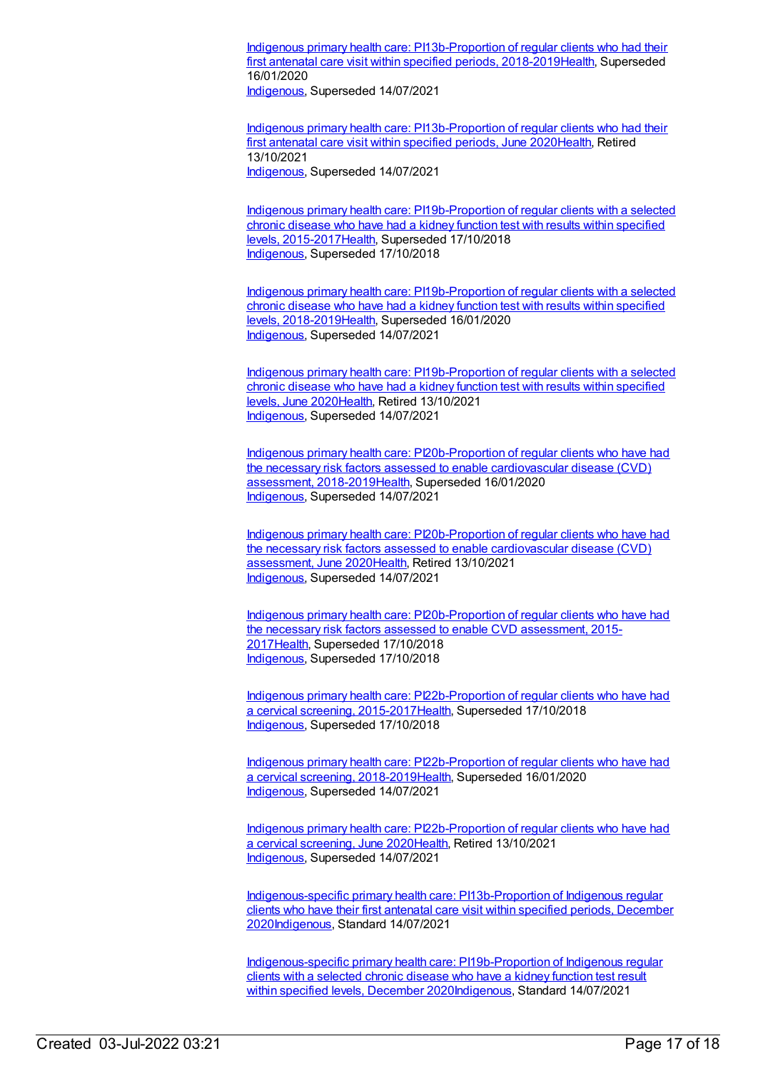[Indigenous primary health care: PI13b-Proportion of regular clients who had their first antenatal care visit within specified periods, 2018-2019Health](), Superseded 16/01/2020
[Indigenous](), Superseded 14/07/2021

[Indigenous primary health care: PI13b-Proportion of regular clients who had their first antenatal care visit within specified periods, June 2020Health](), Retired 13/10/2021
[Indigenous](), Superseded 14/07/2021

[Indigenous primary health care: PI19b-Proportion of regular clients with a selected chronic disease who have had a kidney function test with results within specified levels, 2015-2017Health](), Superseded 17/10/2018
[Indigenous](), Superseded 17/10/2018

[Indigenous primary health care: PI19b-Proportion of regular clients with a selected chronic disease who have had a kidney function test with results within specified levels, 2018-2019Health](), Superseded 16/01/2020
[Indigenous](), Superseded 14/07/2021

[Indigenous primary health care: PI19b-Proportion of regular clients with a selected chronic disease who have had a kidney function test with results within specified levels, June 2020Health](), Retired 13/10/2021
[Indigenous](), Superseded 14/07/2021

[Indigenous primary health care: PI20b-Proportion of regular clients who have had the necessary risk factors assessed to enable cardiovascular disease (CVD) assessment, 2018-2019Health](), Superseded 16/01/2020
[Indigenous](), Superseded 14/07/2021

[Indigenous primary health care: PI20b-Proportion of regular clients who have had the necessary risk factors assessed to enable cardiovascular disease (CVD) assessment, June 2020Health](), Retired 13/10/2021
[Indigenous](), Superseded 14/07/2021

[Indigenous primary health care: PI20b-Proportion of regular clients who have had the necessary risk factors assessed to enable CVD assessment, 2015-2017Health](), Superseded 17/10/2018
[Indigenous](), Superseded 17/10/2018

[Indigenous primary health care: PI22b-Proportion of regular clients who have had a cervical screening, 2015-2017Health](), Superseded 17/10/2018
[Indigenous](), Superseded 17/10/2018

[Indigenous primary health care: PI22b-Proportion of regular clients who have had a cervical screening, 2018-2019Health](), Superseded 16/01/2020
[Indigenous](), Superseded 14/07/2021

[Indigenous primary health care: PI22b-Proportion of regular clients who have had a cervical screening, June 2020Health](), Retired 13/10/2021
[Indigenous](), Superseded 14/07/2021

[Indigenous-specific primary health care: PI13b-Proportion of Indigenous regular clients who have their first antenatal care visit within specified periods, December 2020Indigenous](), Standard 14/07/2021

[Indigenous-specific primary health care: PI19b-Proportion of Indigenous regular clients with a selected chronic disease who have a kidney function test result within specified levels, December 2020Indigenous](), Standard 14/07/2021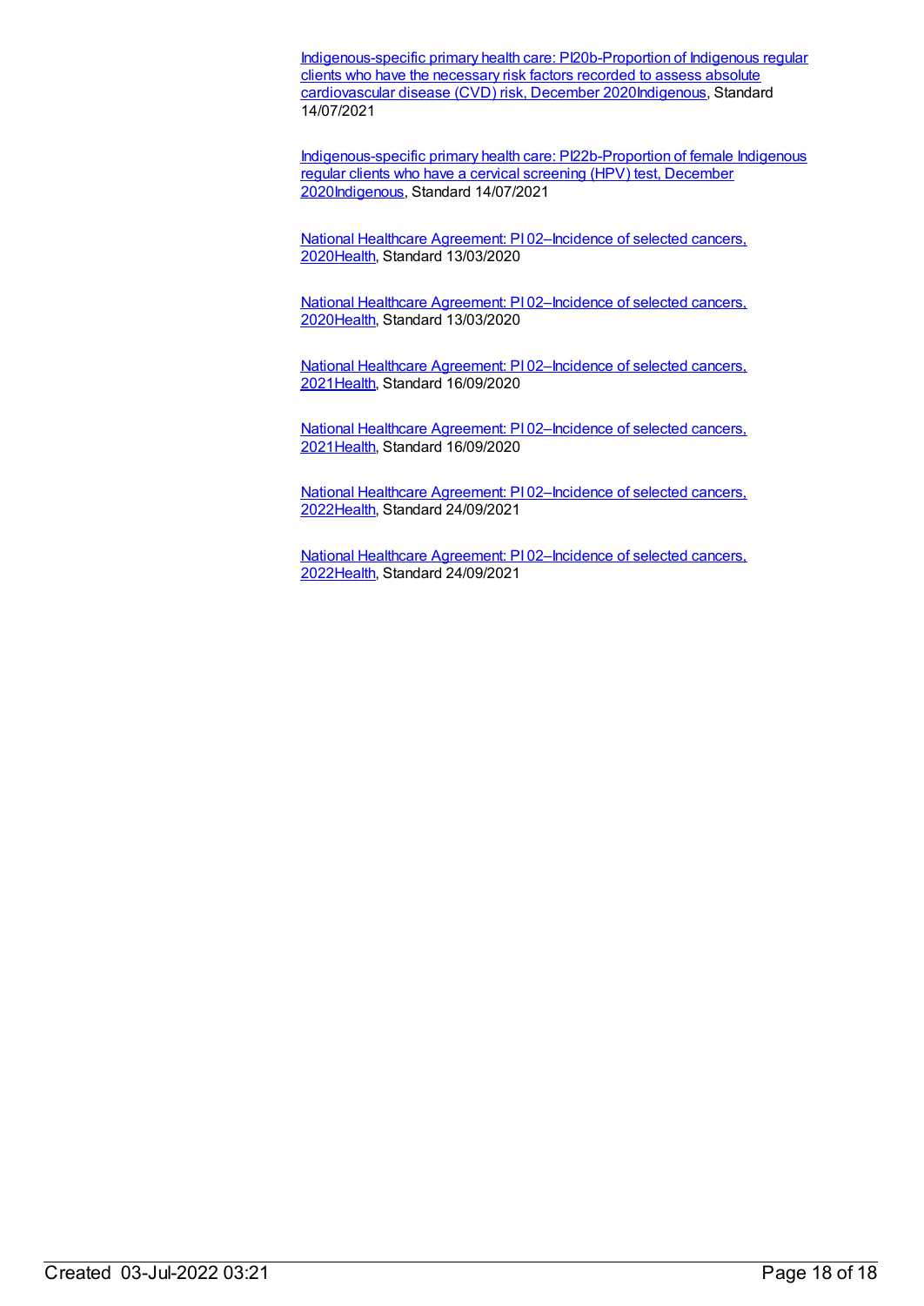Indigenous-specific primary health care: PI20b-Proportion of Indigenous regular clients who have the necessary risk factors recorded to assess absolute cardiovascular disease (CVD) risk, December 2020Indigenous, Standard 14/07/2021

Indigenous-specific primary health care: PI22b-Proportion of female Indigenous regular clients who have a cervical screening (HPV) test, December 2020Indigenous, Standard 14/07/2021

National Healthcare Agreement: PI 02–Incidence of selected cancers, 2020Health, Standard 13/03/2020

National Healthcare Agreement: PI 02–Incidence of selected cancers, 2020Health, Standard 13/03/2020

National Healthcare Agreement: PI 02–Incidence of selected cancers, 2021Health, Standard 16/09/2020

National Healthcare Agreement: PI 02–Incidence of selected cancers, 2021Health, Standard 16/09/2020

National Healthcare Agreement: PI 02–Incidence of selected cancers, 2022Health, Standard 24/09/2021

National Healthcare Agreement: PI 02–Incidence of selected cancers, 2022Health, Standard 24/09/2021